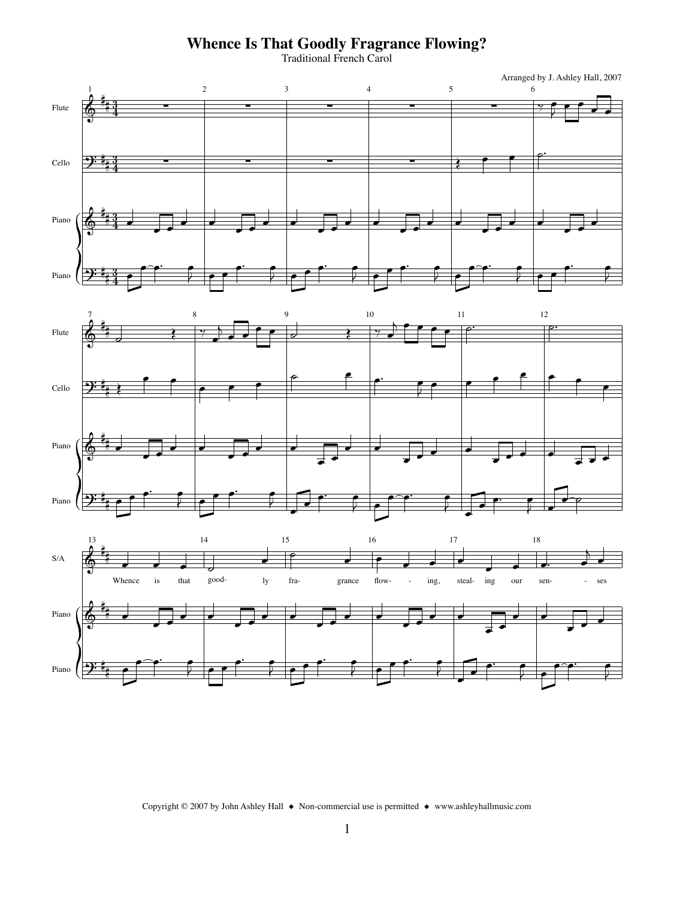# Whence Is That Goodly Fragrance Flowing?

Traditional French Carol

Arranged by J. Ashley Hall, 2007

Flute

Cello

Piano

S/A

Whence is that goodly fragrance flowing, stealing our senses

Copyright © 2007 by John Ashley Hall ◆ Non-commercial use is permitted ◆ www.ashleyhallmusic.com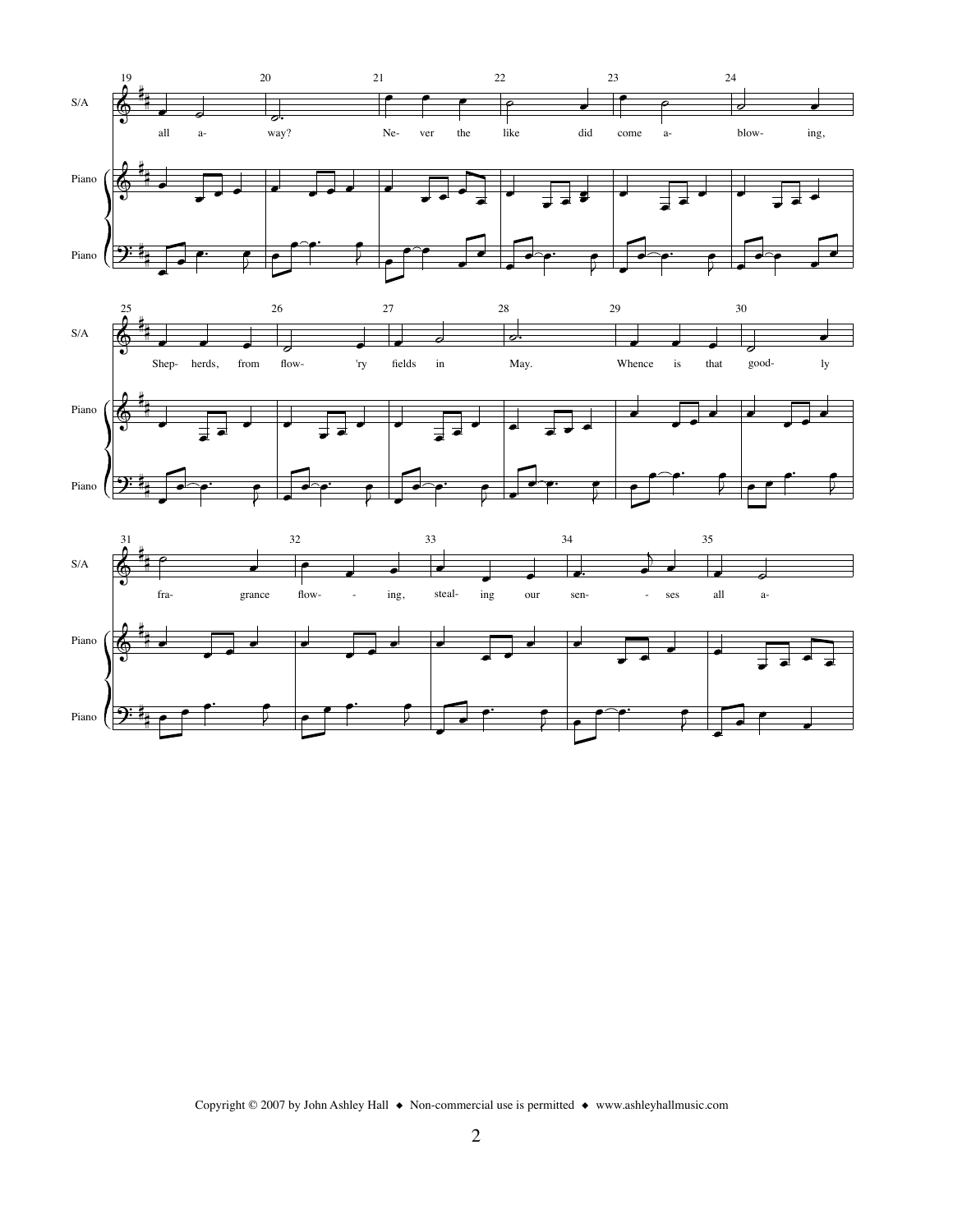S/A: all a- way? Ne- ver the like did come a- blow- ing,

Shep- herds, from flow- 'ry fields in May. Whence is that good- ly

fra- grance flow- - ing, steal- ing our sen- - ses all a-

Copyright © 2007 by John Ashley Hall ◆ Non-commercial use is permitted ◆ www.ashleyhallmusic.com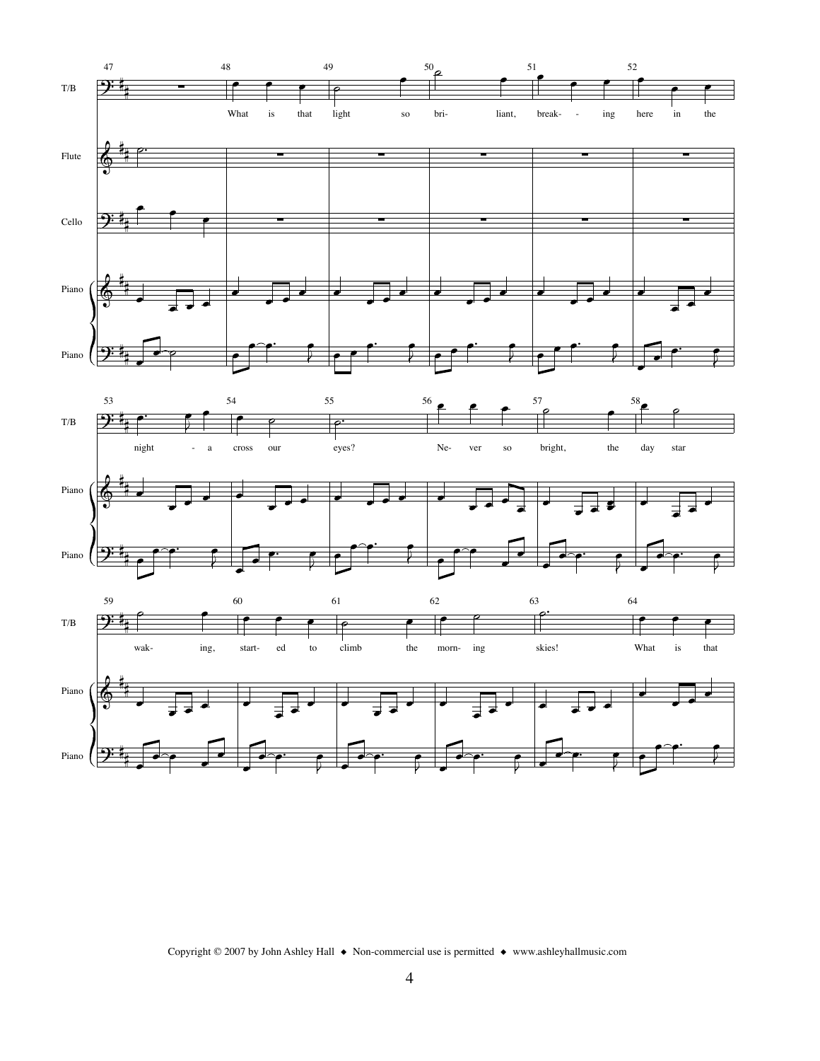What is that light so bri- liant, break- - ing here in the night - a cross our eyes? Ne- ver so bright, the day star wak- ing, start- ed to climb the morn- ing skies! What is that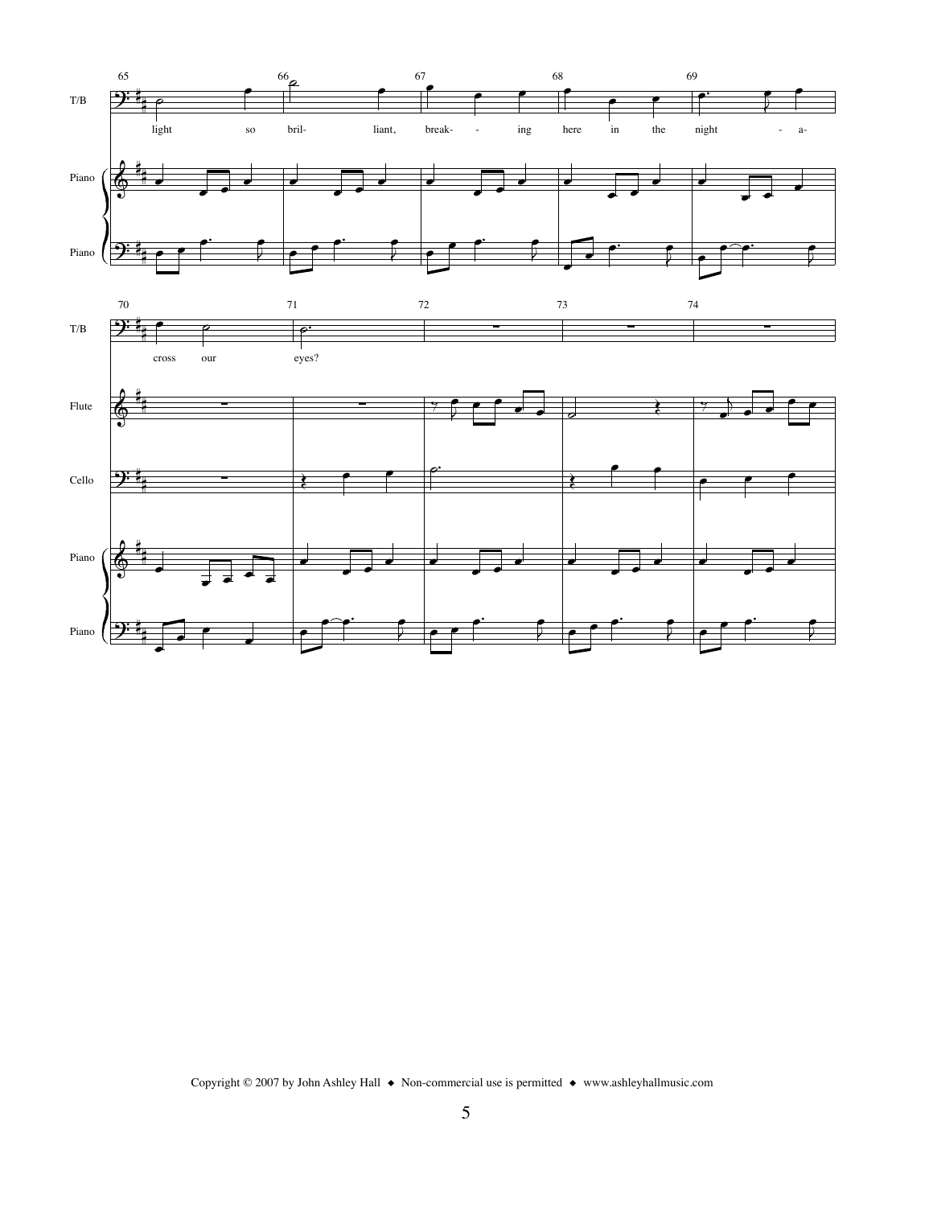T/B

light so bril- liant, break- - ing here in the night - a-

cross our eyes?

Piano

Flute

Cello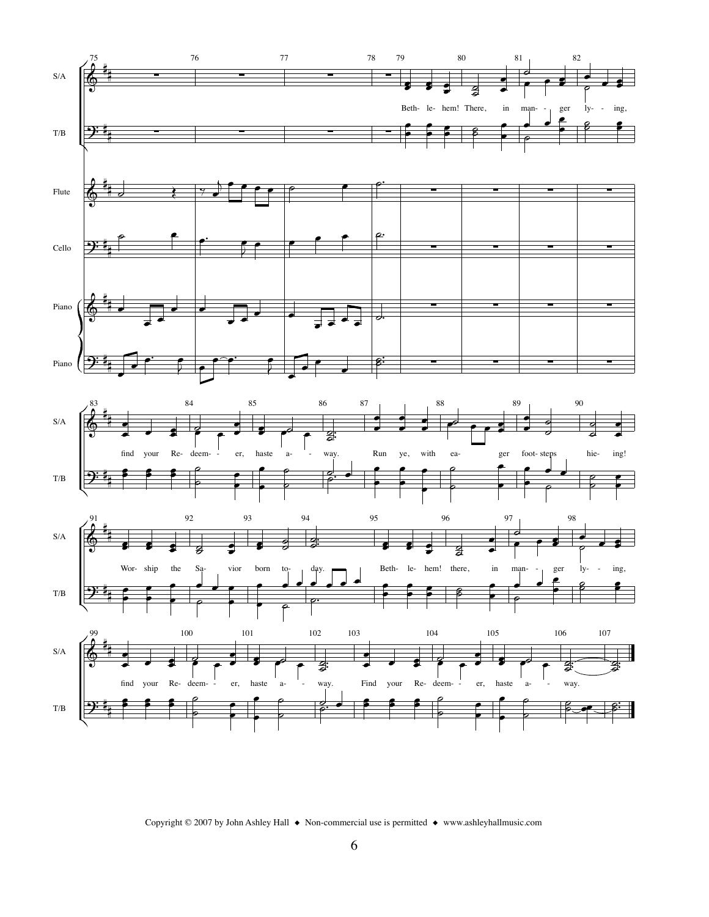S/A

T/B

Flute

Cello

Piano

Beth- le- hem! There, in man- - ger ly- - ing,

find your Re- deem- - er, haste a- - way. Run ye, with ea- ger foot- steps hie- ing!

Wor- ship the Sa- vior born to- day. Beth- le- hem! there, in man- - ger ly- - ing,

find your Re- deem- - er, haste a- - way. Find your Re- deem- - er, haste a- - way.